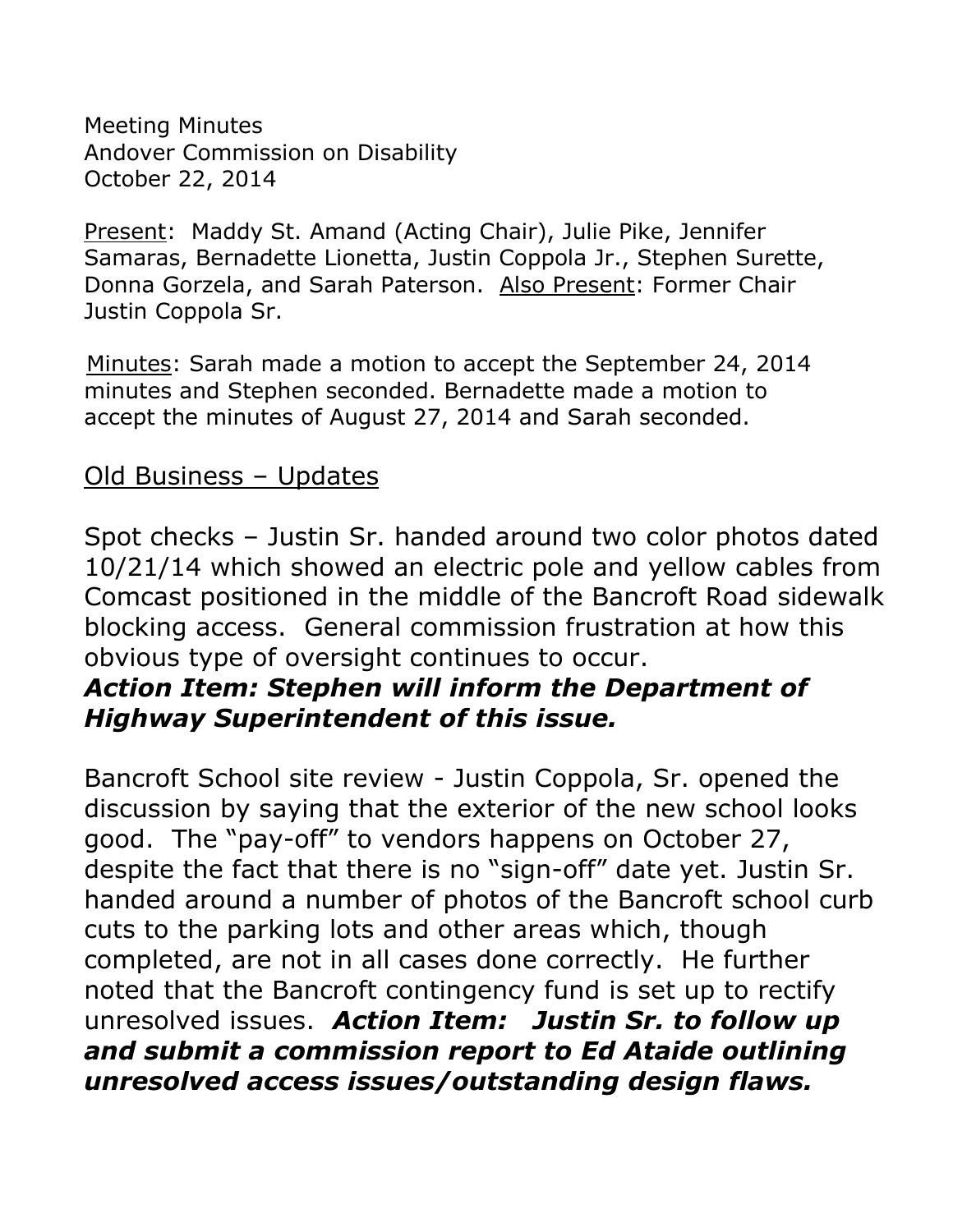Meeting Minutes
Andover Commission on Disability
October 22, 2014

Present: Maddy St. Amand (Acting Chair), Julie Pike, Jennifer Samaras, Bernadette Lionetta, Justin Coppola Jr., Stephen Surette, Donna Gorzela, and Sarah Paterson. Also Present: Former Chair Justin Coppola Sr.

Minutes: Sarah made a motion to accept the September 24, 2014 minutes and Stephen seconded. Bernadette made a motion to accept the minutes of August 27, 2014 and Sarah seconded.

## Old Business – Updates

Spot checks – Justin Sr. handed around two color photos dated 10/21/14 which showed an electric pole and yellow cables from Comcast positioned in the middle of the Bancroft Road sidewalk blocking access. General commission frustration at how this obvious type of oversight continues to occur.
***Action Item: Stephen will inform the Department of Highway Superintendent of this issue.***

Bancroft School site review - Justin Coppola, Sr. opened the discussion by saying that the exterior of the new school looks good. The "pay-off" to vendors happens on October 27, despite the fact that there is no "sign-off" date yet. Justin Sr. handed around a number of photos of the Bancroft school curb cuts to the parking lots and other areas which, though completed, are not in all cases done correctly. He further noted that the Bancroft contingency fund is set up to rectify unresolved issues. ***Action Item: Justin Sr. to follow up and submit a commission report to Ed Ataide outlining unresolved access issues/outstanding design flaws.***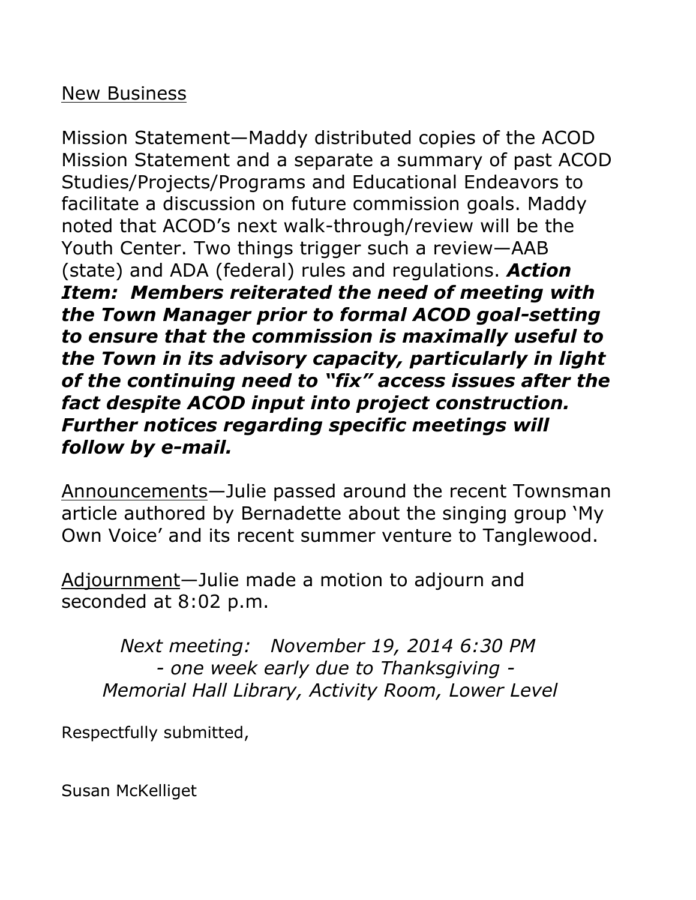New Business

Mission Statement—Maddy distributed copies of the ACOD Mission Statement and a separate a summary of past ACOD Studies/Projects/Programs and Educational Endeavors to facilitate a discussion on future commission goals. Maddy noted that ACOD's next walk-through/review will be the Youth Center. Two things trigger such a review—AAB (state) and ADA (federal) rules and regulations. ***Action Item: Members reiterated the need of meeting with the Town Manager prior to formal ACOD goal-setting to ensure that the commission is maximally useful to the Town in its advisory capacity, particularly in light of the continuing need to "fix" access issues after the fact despite ACOD input into project construction. Further notices regarding specific meetings will follow by e-mail.***

Announcements—Julie passed around the recent Townsman article authored by Bernadette about the singing group 'My Own Voice' and its recent summer venture to Tanglewood.

Adjournment—Julie made a motion to adjourn and seconded at 8:02 p.m.

*Next meeting: November 19, 2014 6:30 PM*
*- one week early due to Thanksgiving -*
*Memorial Hall Library, Activity Room, Lower Level*

Respectfully submitted,

Susan McKelliget